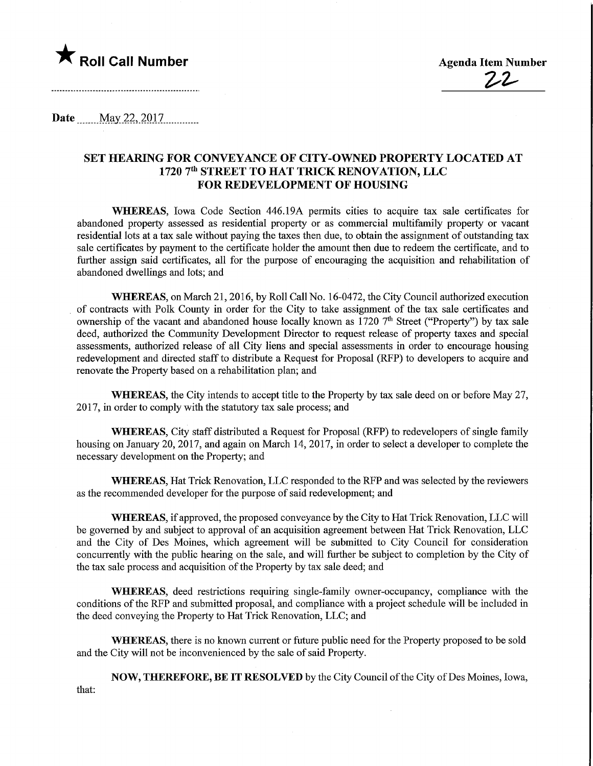★ **Roll Call Number**

**Agenda Item Number**

22

**Date** May 22, 2017

## SET HEARING FOR CONVEYANCE OF CITY-OWNED PROPERTY LOCATED AT 1720 7th STREET TO HAT TRICK RENOVATION, LLC FOR REDEVELOPMENT OF HOUSING

**WHEREAS**, Iowa Code Section 446.19A permits cities to acquire tax sale certificates for abandoned property assessed as residential property or as commercial multifamily property or vacant residential lots at a tax sale without paying the taxes then due, to obtain the assignment of outstanding tax sale certificates by payment to the certificate holder the amount then due to redeem the certificate, and to further assign said certificates, all for the purpose of encouraging the acquisition and rehabilitation of abandoned dwellings and lots; and

**WHEREAS**, on March 21, 2016, by Roll Call No. 16-0472, the City Council authorized execution of contracts with Polk County in order for the City to take assignment of the tax sale certificates and ownership of the vacant and abandoned house locally known as 1720 7th Street ("Property") by tax sale deed, authorized the Community Development Director to request release of property taxes and special assessments, authorized release of all City liens and special assessments in order to encourage housing redevelopment and directed staff to distribute a Request for Proposal (RFP) to developers to acquire and renovate the Property based on a rehabilitation plan; and

**WHEREAS**, the City intends to accept title to the Property by tax sale deed on or before May 27, 2017, in order to comply with the statutory tax sale process; and

**WHEREAS**, City staff distributed a Request for Proposal (RFP) to redevelopers of single family housing on January 20, 2017, and again on March 14, 2017, in order to select a developer to complete the necessary development on the Property; and

**WHEREAS**, Hat Trick Renovation, LLC responded to the RFP and was selected by the reviewers as the recommended developer for the purpose of said redevelopment; and

**WHEREAS**, if approved, the proposed conveyance by the City to Hat Trick Renovation, LLC will be governed by and subject to approval of an acquisition agreement between Hat Trick Renovation, LLC and the City of Des Moines, which agreement will be submitted to City Council for consideration concurrently with the public hearing on the sale, and will further be subject to completion by the City of the tax sale process and acquisition of the Property by tax sale deed; and

**WHEREAS**, deed restrictions requiring single-family owner-occupancy, compliance with the conditions of the RFP and submitted proposal, and compliance with a project schedule will be included in the deed conveying the Property to Hat Trick Renovation, LLC; and

**WHEREAS**, there is no known current or future public need for the Property proposed to be sold and the City will not be inconvenienced by the sale of said Property.

**NOW, THEREFORE, BE IT RESOLVED** by the City Council of the City of Des Moines, Iowa, that: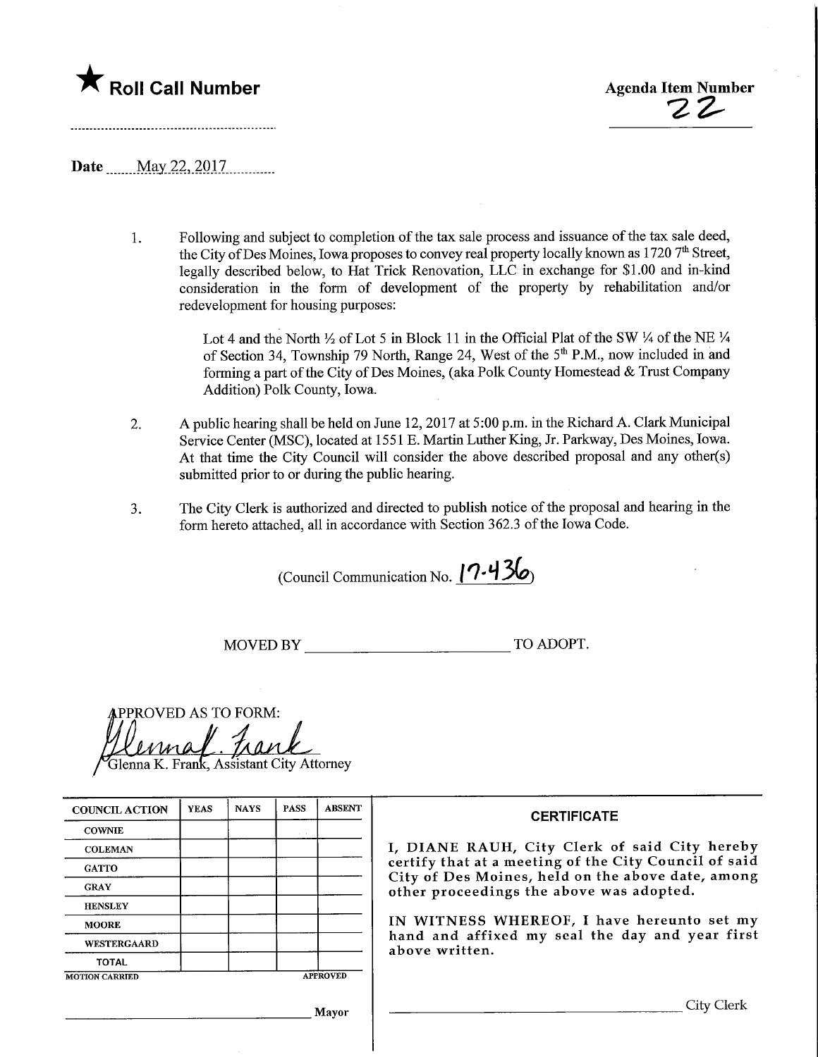★ **Roll Call Number**

**Agenda Item Number**
22

**Date** May 22, 2017

1. Following and subject to completion of the tax sale process and issuance of the tax sale deed, the City of Des Moines, Iowa proposes to convey real property locally known as 1720 7th Street, legally described below, to Hat Trick Renovation, LLC in exchange for $1.00 and in-kind consideration in the form of development of the property by rehabilitation and/or redevelopment for housing purposes:

   Lot 4 and the North ½ of Lot 5 in Block 11 in the Official Plat of the SW ¼ of the NE ¼ of Section 34, Township 79 North, Range 24, West of the 5th P.M., now included in and forming a part of the City of Des Moines, (aka Polk County Homestead & Trust Company Addition) Polk County, Iowa.

2. A public hearing shall be held on June 12, 2017 at 5:00 p.m. in the Richard A. Clark Municipal Service Center (MSC), located at 1551 E. Martin Luther King, Jr. Parkway, Des Moines, Iowa. At that time the City Council will consider the above described proposal and any other(s) submitted prior to or during the public hearing.

3. The City Clerk is authorized and directed to publish notice of the proposal and hearing in the form hereto attached, all in accordance with Section 362.3 of the Iowa Code.

(Council Communication No. 17-436)

MOVED BY ____________________ TO ADOPT.

APPROVED AS TO FORM:

Glenna K. Frank, Assistant City Attorney

| COUNCIL ACTION | YEAS | NAYS | PASS | ABSENT |
|---|---|---|---|---|
| COWNIE | | | | |
| COLEMAN | | | | |
| GATTO | | | | |
| GRAY | | | | |
| HENSLEY | | | | |
| MOORE | | | | |
| WESTERGAARD | | | | |
| TOTAL | | | | |

MOTION CARRIED APPROVED

____________________ Mayor

**CERTIFICATE**

I, DIANE RAUH, City Clerk of said City hereby certify that at a meeting of the City Council of said City of Des Moines, held on the above date, among other proceedings the above was adopted.

IN WITNESS WHEREOF, I have hereunto set my hand and affixed my seal the day and year first above written.

____________________ City Clerk